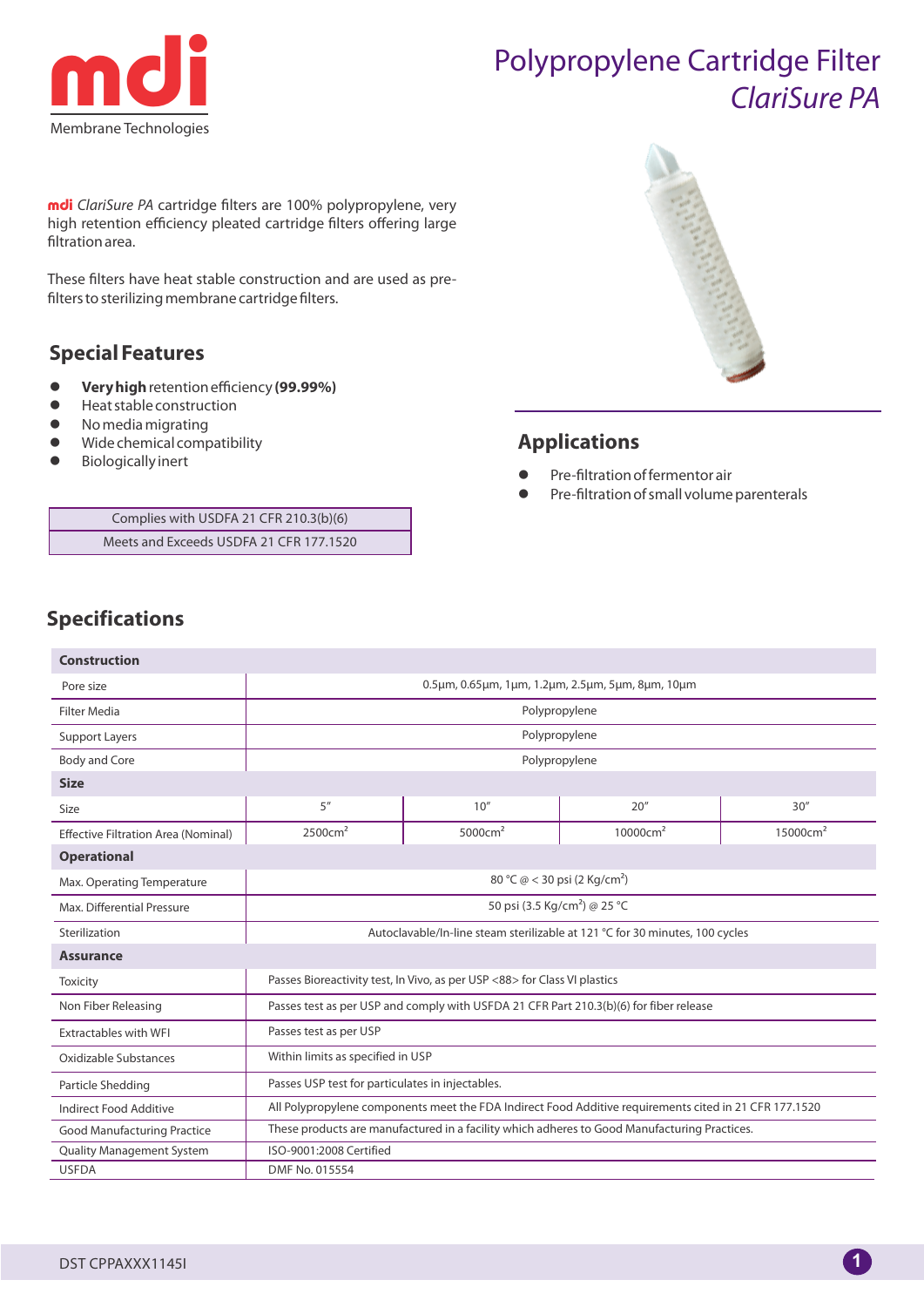# mdi

Membrane Technologies

# Polypropylene Cartridge Filter *ClariSure PA*

**mdi** *ClariSure PA* cartridge filters are 100% polypropylene, very high retention efficiency pleated cartridge filters offering large filtration area.

These filters have heat stable construction and are used as pre-filters to sterilizing membrane cartridge filters.

## Special Features

- **Very high** retention efficiency **(99.99%)**
- Heat stable construction
- No media migrating
- Wide chemical compatibility
- Biologically inert

| Complies with USDFA 21 CFR 210.3(b)(6) |
|---|
| Meets and Exceeds USDFA 21 CFR 177.1520 |

## Applications

- Pre-filtration of fermentor air
- Pre-filtration of small volume parenterals

## Specifications

| **Construction** | | | | |
|---|---|---|---|---|
| Pore size | 0.5µm, 0.65µm, 1µm, 1.2µm, 2.5µm, 5µm, 8µm, 10µm | | | |
| Filter Media | Polypropylene | | | |
| Support Layers | Polypropylene | | | |
| Body and Core | Polypropylene | | | |
| **Size** | | | | |
| Size | 5″ | 10″ | 20″ | 30″ |
| Effective Filtration Area (Nominal) | 2500cm$^2$ | 5000cm$^2$ | 10000cm$^2$ | 15000cm$^2$ |
| **Operational** | | | | |
| Max. Operating Temperature | 80 °C @ < 30 psi (2 Kg/cm$^2$) | | | |
| Max. Differential Pressure | 50 psi (3.5 Kg/cm$^2$) @ 25 °C | | | |
| Sterilization | Autoclavable/In-line steam sterilizable at 121 °C for 30 minutes, 100 cycles | | | |
| **Assurance** | | | | |
| Toxicity | Passes Bioreactivity test, In Vivo, as per USP <88> for Class VI plastics | | | |
| Non Fiber Releasing | Passes test as per USP and comply with USFDA 21 CFR Part 210.3(b)(6) for fiber release | | | |
| Extractables with WFI | Passes test as per USP | | | |
| Oxidizable Substances | Within limits as specified in USP | | | |
| Particle Shedding | Passes USP test for particulates in injectables. | | | |
| Indirect Food Additive | All Polypropylene components meet the FDA Indirect Food Additive requirements cited in 21 CFR 177.1520 | | | |
| Good Manufacturing Practice | These products are manufactured in a facility which adheres to Good Manufacturing Practices. | | | |
| Quality Management System | ISO-9001:2008 Certified | | | |
| USFDA | DMF No. 015554 | | | |

DST CPPAXXX1145I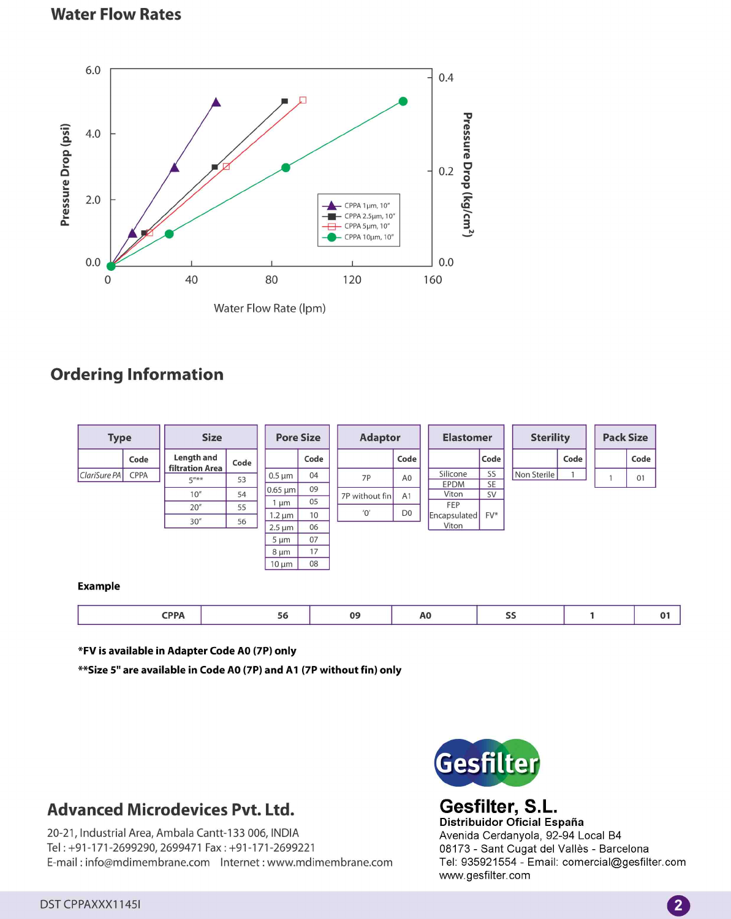## Water Flow Rates

Pressure Drop (psi)

6.0
4.0
2.0
0.0

0
40
80
120
160

Water Flow Rate (lpm)

Pressure Drop (kg/cm²)

0.4
0.2
0.0

CPPA 1µm, 10"
CPPA 2.5µm, 10"
CPPA 5µm, 10"
CPPA 10µm, 10"

## Ordering Information

| Type | | Size | | Pore Size | | Adaptor | | Elastomer | | Sterility | | Pack Size | |
|---|---|---|---|---|---|---|---|---|---|---|---|---|---|
| | Code | Length and filtration Area | Code | | Code | | Code | | Code | | Code | | Code |
| *ClariSure PA* | CPPA | 5"** | 53 | 0.5 µm | 04 | 7P | A0 | Silicone | SS | Non Sterile | 1 | 1 | 01 |
| | | 10" | 54 | 0.65 µm | 09 | 7P without fin | A1 | EPDM | SE | | | | |
| | | 20" | 55 | 1 µm | 05 | '0' | D0 | Viton | SV | | | | |
| | | 30" | 56 | 1.2 µm | 10 | | | FEP Encapsulated Viton | FV* | | | | |
| | | | | 2.5 µm | 06 | | | | | | | | |
| | | | | 5 µm | 07 | | | | | | | | |
| | | | | 8 µm | 17 | | | | | | | | |
| | | | | 10 µm | 08 | | | | | | | | |

**Example**

| | | | | | | |
|---|---|---|---|---|---|---|
| CPPA | 56 | 09 | A0 | SS | 1 | 01 |

**\*FV is available in Adapter Code A0 (7P) only**

**\*\*Size 5" are available in Code A0 (7P) and A1 (7P without fin) only**

**Advanced Microdevices Pvt. Ltd.**

20-21, Industrial Area, Ambala Cantt-133 006, INDIA
Tel : +91-171-2699290, 2699471 Fax : +91-171-2699221
E-mail : info@mdimembrane.com Internet : www.mdimembrane.com

Gesfilter

**Gesfilter, S.L.**
**Distribuidor Oficial España**
Avenida Cerdanyola, 92-94 Local B4
08173 - Sant Cugat del Vallès - Barcelona
Tel: 935921554 - Email: comercial@gesfilter.com
www.gesfilter.com

DST CPPAXXX1145I